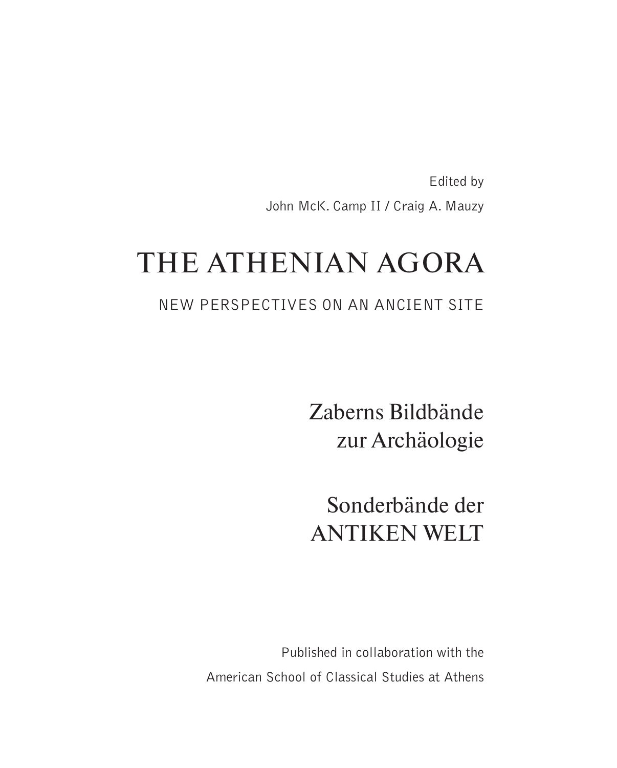Edited by

John McK. Camp II / Craig A. Mauzy

# THE ATHENIAN AGORA

## NEW PERSPECTIVES ON AN ANCIENT SITE

Zaberns Bildbände
zur Archäologie

Sonderbände der
ANTIKEN WELT

Published in collaboration with the
American School of Classical Studies at Athens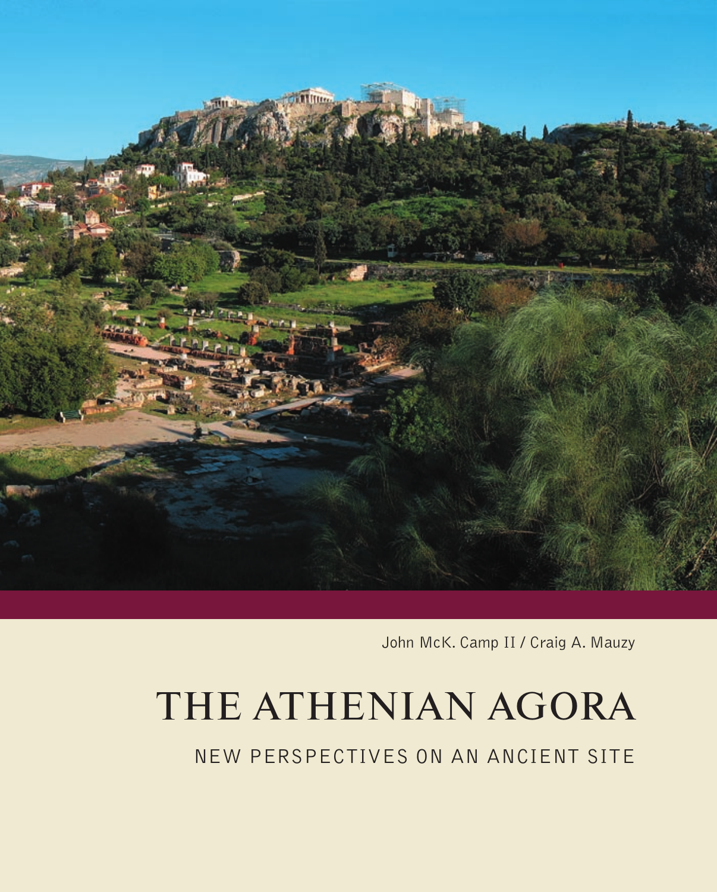John McK. Camp II / Craig A. Mauzy

# THE ATHENIAN AGORA

## NEW PERSPECTIVES ON AN ANCIENT SITE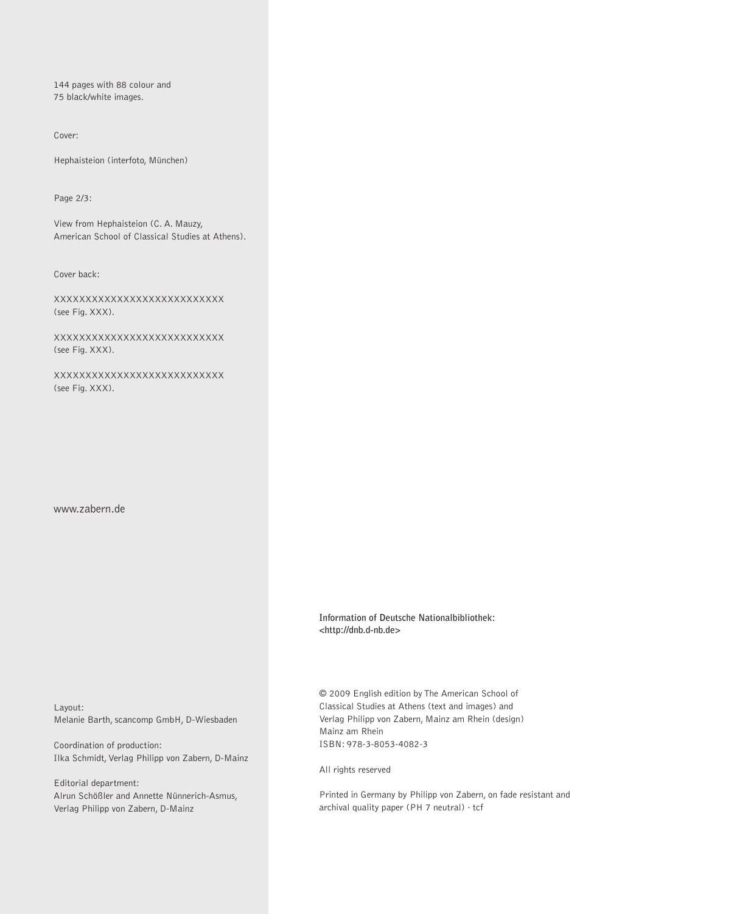144 pages with 88 colour and
75 black/white images.

Cover:

Hephaisteion (interfoto, München)

Page 2/3:

View from Hephaisteion (C. A. Mauzy,
American School of Classical Studies at Athens).

Cover back:

XXXXXXXXXXXXXXXXXXXXXXXXXX
(see Fig. XXX).

XXXXXXXXXXXXXXXXXXXXXXXXXX
(see Fig. XXX).

XXXXXXXXXXXXXXXXXXXXXXXXXX
(see Fig. XXX).

www.zabern.de

Layout:
Melanie Barth, scancomp GmbH, D-Wiesbaden

Coordination of production:
Ilka Schmidt, Verlag Philipp von Zabern, D-Mainz

Editorial department:
Alrun Schößler and Annette Nünnerich-Asmus,
Verlag Philipp von Zabern, D-Mainz

**Information of Deutsche Nationalbibliothek:**
**<http://dnb.d-nb.de>**

© 2009 English edition by The American School of
Classical Studies at Athens (text and images) and
Verlag Philipp von Zabern, Mainz am Rhein (design)
Mainz am Rhein
ISBN: 978-3-8053-4082-3

All rights reserved

Printed in Germany by Philipp von Zabern, on fade resistant and
archival quality paper (PH 7 neutral) · tcf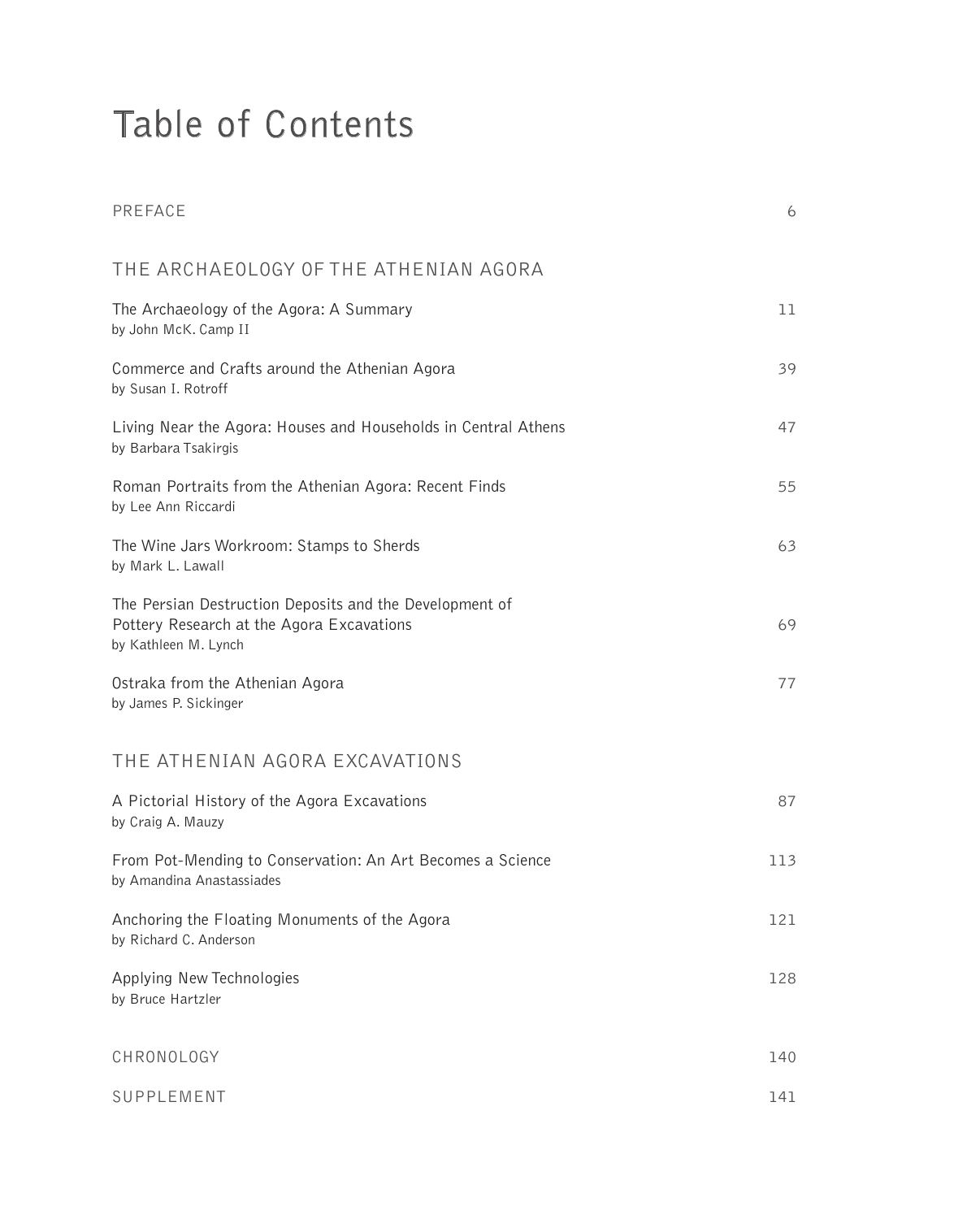# Table of Contents

PREFACE 6

## THE ARCHAEOLOGY OF THE ATHENIAN AGORA

The Archaeology of the Agora: A Summary 11
by John McK. Camp II

Commerce and Crafts around the Athenian Agora 39
by Susan I. Rotroff

Living Near the Agora: Houses and Households in Central Athens 47
by Barbara Tsakirgis

Roman Portraits from the Athenian Agora: Recent Finds 55
by Lee Ann Riccardi

The Wine Jars Workroom: Stamps to Sherds 63
by Mark L. Lawall

The Persian Destruction Deposits and the Development of Pottery Research at the Agora Excavations 69
by Kathleen M. Lynch

Ostraka from the Athenian Agora 77
by James P. Sickinger

## THE ATHENIAN AGORA EXCAVATIONS

A Pictorial History of the Agora Excavations 87
by Craig A. Mauzy

From Pot-Mending to Conservation: An Art Becomes a Science 113
by Amandina Anastassiades

Anchoring the Floating Monuments of the Agora 121
by Richard C. Anderson

Applying New Technologies 128
by Bruce Hartzler

CHRONOLOGY 140

SUPPLEMENT 141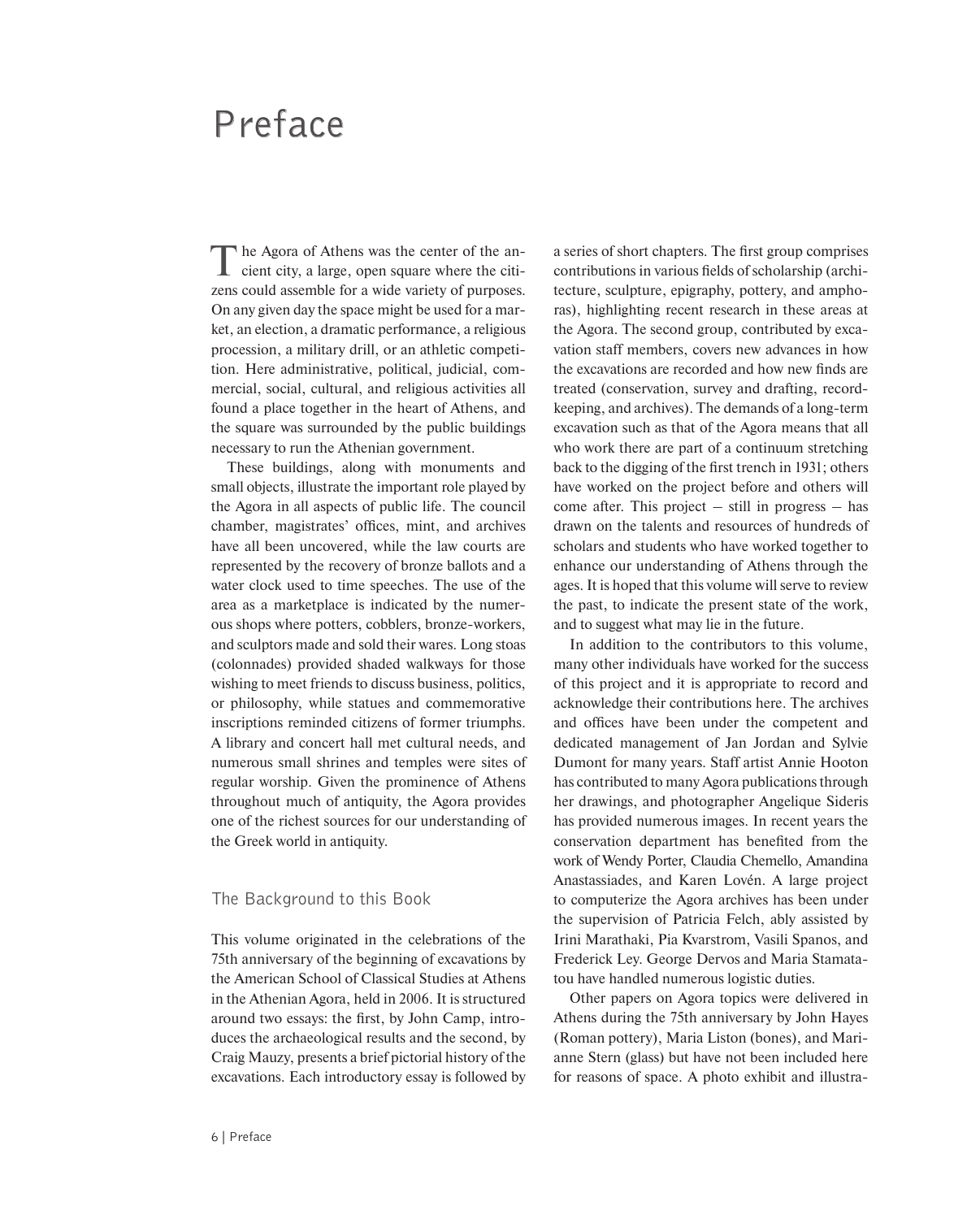# Preface

The Agora of Athens was the center of the ancient city, a large, open square where the citizens could assemble for a wide variety of purposes. On any given day the space might be used for a market, an election, a dramatic performance, a religious procession, a military drill, or an athletic competition. Here administrative, political, judicial, commercial, social, cultural, and religious activities all found a place together in the heart of Athens, and the square was surrounded by the public buildings necessary to run the Athenian government.

These buildings, along with monuments and small objects, illustrate the important role played by the Agora in all aspects of public life. The council chamber, magistrates' offices, mint, and archives have all been uncovered, while the law courts are represented by the recovery of bronze ballots and a water clock used to time speeches. The use of the area as a marketplace is indicated by the numerous shops where potters, cobblers, bronze-workers, and sculptors made and sold their wares. Long stoas (colonnades) provided shaded walkways for those wishing to meet friends to discuss business, politics, or philosophy, while statues and commemorative inscriptions reminded citizens of former triumphs. A library and concert hall met cultural needs, and numerous small shrines and temples were sites of regular worship. Given the prominence of Athens throughout much of antiquity, the Agora provides one of the richest sources for our understanding of the Greek world in antiquity.

## The Background to this Book

This volume originated in the celebrations of the 75th anniversary of the beginning of excavations by the American School of Classical Studies at Athens in the Athenian Agora, held in 2006. It is structured around two essays: the first, by John Camp, introduces the archaeological results and the second, by Craig Mauzy, presents a brief pictorial history of the excavations. Each introductory essay is followed by a series of short chapters. The first group comprises contributions in various fields of scholarship (architecture, sculpture, epigraphy, pottery, and amphoras), highlighting recent research in these areas at the Agora. The second group, contributed by excavation staff members, covers new advances in how the excavations are recorded and how new finds are treated (conservation, survey and drafting, recordkeeping, and archives). The demands of a long-term excavation such as that of the Agora means that all who work there are part of a continuum stretching back to the digging of the first trench in 1931; others have worked on the project before and others will come after. This project – still in progress – has drawn on the talents and resources of hundreds of scholars and students who have worked together to enhance our understanding of Athens through the ages. It is hoped that this volume will serve to review the past, to indicate the present state of the work, and to suggest what may lie in the future.

In addition to the contributors to this volume, many other individuals have worked for the success of this project and it is appropriate to record and acknowledge their contributions here. The archives and offices have been under the competent and dedicated management of Jan Jordan and Sylvie Dumont for many years. Staff artist Annie Hooton has contributed to many Agora publications through her drawings, and photographer Angelique Sideris has provided numerous images. In recent years the conservation department has benefited from the work of Wendy Porter, Claudia Chemello, Amandina Anastassiades, and Karen Lovén. A large project to computerize the Agora archives has been under the supervision of Patricia Felch, ably assisted by Irini Marathaki, Pia Kvarstrom, Vasili Spanos, and Frederick Ley. George Dervos and Maria Stamatatou have handled numerous logistic duties.

Other papers on Agora topics were delivered in Athens during the 75th anniversary by John Hayes (Roman pottery), Maria Liston (bones), and Marianne Stern (glass) but have not been included here for reasons of space. A photo exhibit and illustra-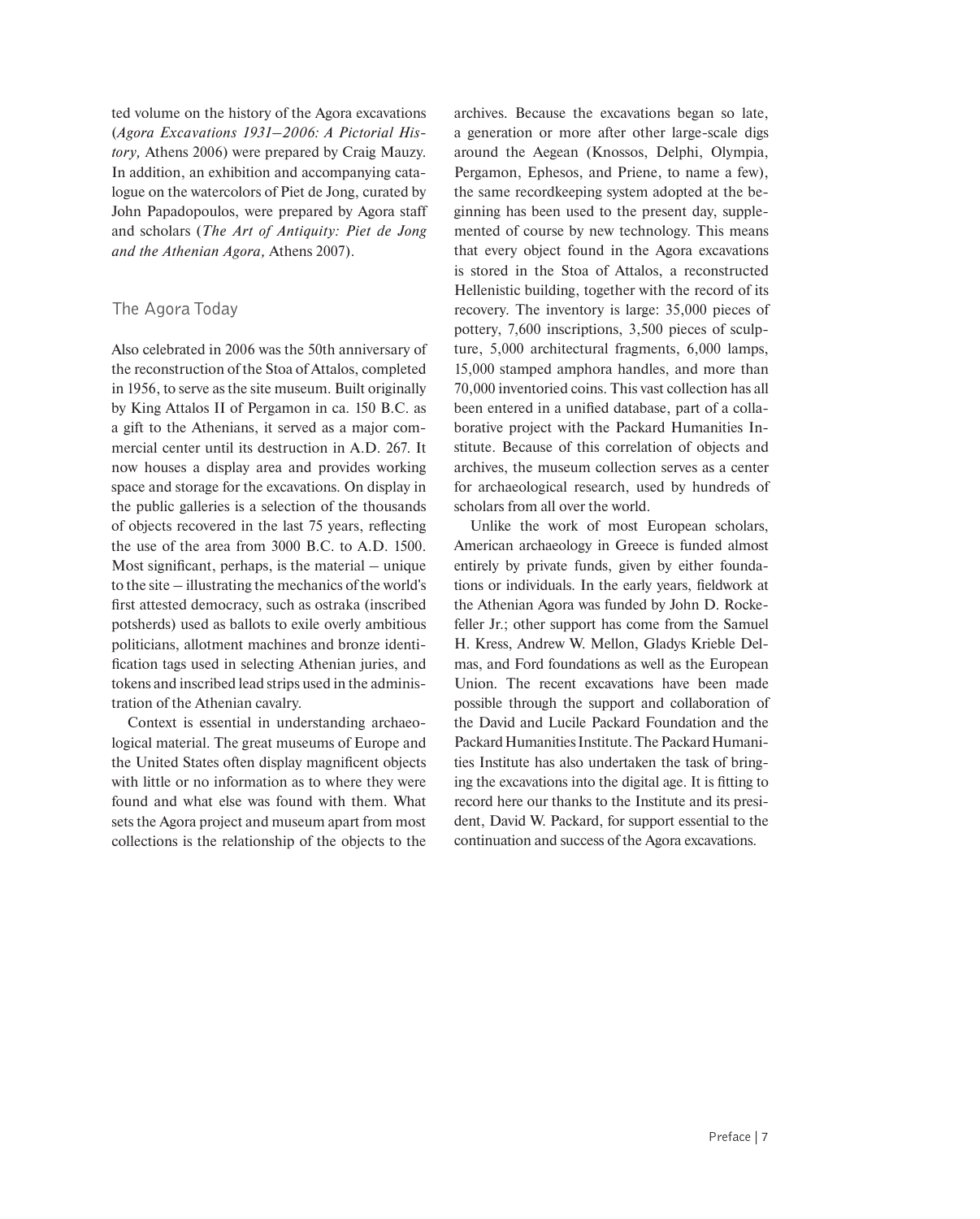ted volume on the history of the Agora excavations (*Agora Excavations 1931–2006: A Pictorial History,* Athens 2006) were prepared by Craig Mauzy. In addition, an exhibition and accompanying catalogue on the watercolors of Piet de Jong, curated by John Papadopoulos, were prepared by Agora staff and scholars (*The Art of Antiquity: Piet de Jong and the Athenian Agora,* Athens 2007).

## The Agora Today

Also celebrated in 2006 was the 50th anniversary of the reconstruction of the Stoa of Attalos, completed in 1956, to serve as the site museum. Built originally by King Attalos II of Pergamon in ca. 150 B.C. as a gift to the Athenians, it served as a major commercial center until its destruction in A.D. 267. It now houses a display area and provides working space and storage for the excavations. On display in the public galleries is a selection of the thousands of objects recovered in the last 75 years, reflecting the use of the area from 3000 B.C. to A.D. 1500. Most significant, perhaps, is the material – unique to the site – illustrating the mechanics of the world's first attested democracy, such as ostraka (inscribed potsherds) used as ballots to exile overly ambitious politicians, allotment machines and bronze identification tags used in selecting Athenian juries, and tokens and inscribed lead strips used in the administration of the Athenian cavalry.

Context is essential in understanding archaeological material. The great museums of Europe and the United States often display magnificent objects with little or no information as to where they were found and what else was found with them. What sets the Agora project and museum apart from most collections is the relationship of the objects to the archives. Because the excavations began so late, a generation or more after other large-scale digs around the Aegean (Knossos, Delphi, Olympia, Pergamon, Ephesos, and Priene, to name a few), the same recordkeeping system adopted at the beginning has been used to the present day, supplemented of course by new technology. This means that every object found in the Agora excavations is stored in the Stoa of Attalos, a reconstructed Hellenistic building, together with the record of its recovery. The inventory is large: 35,000 pieces of pottery, 7,600 inscriptions, 3,500 pieces of sculpture, 5,000 architectural fragments, 6,000 lamps, 15,000 stamped amphora handles, and more than 70,000 inventoried coins. This vast collection has all been entered in a unified database, part of a collaborative project with the Packard Humanities Institute. Because of this correlation of objects and archives, the museum collection serves as a center for archaeological research, used by hundreds of scholars from all over the world.

Unlike the work of most European scholars, American archaeology in Greece is funded almost entirely by private funds, given by either foundations or individuals. In the early years, fieldwork at the Athenian Agora was funded by John D. Rockefeller Jr.; other support has come from the Samuel H. Kress, Andrew W. Mellon, Gladys Krieble Delmas, and Ford foundations as well as the European Union. The recent excavations have been made possible through the support and collaboration of the David and Lucile Packard Foundation and the Packard Humanities Institute. The Packard Humanities Institute has also undertaken the task of bringing the excavations into the digital age. It is fitting to record here our thanks to the Institute and its president, David W. Packard, for support essential to the continuation and success of the Agora excavations.